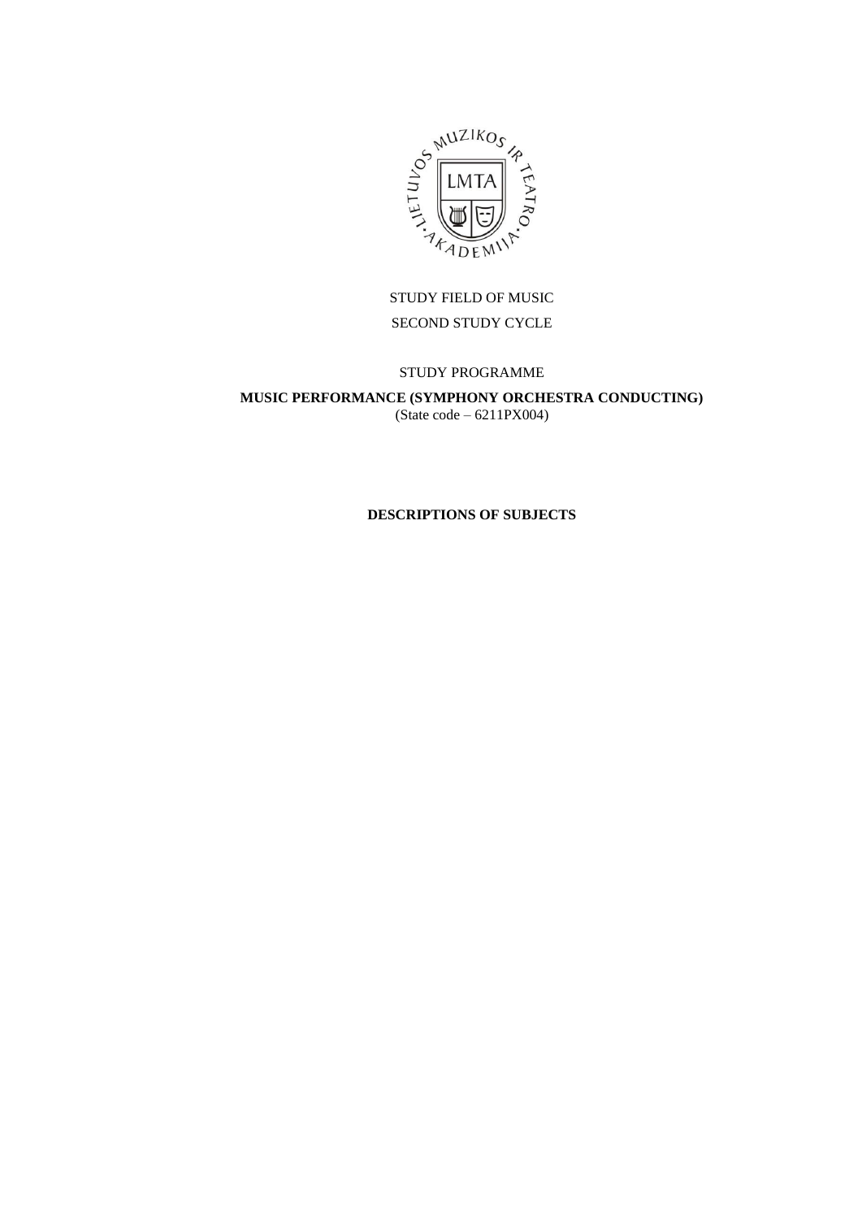STUDY FIELD OF MUSIC

SECOND STUDY CYCLE

STUDY PROGRAMME

**MUSIC PERFORMANCE (SYMPHONY ORCHESTRA CONDUCTING)**

(State code – 6211PX004)

**DESCRIPTIONS OF SUBJECTS**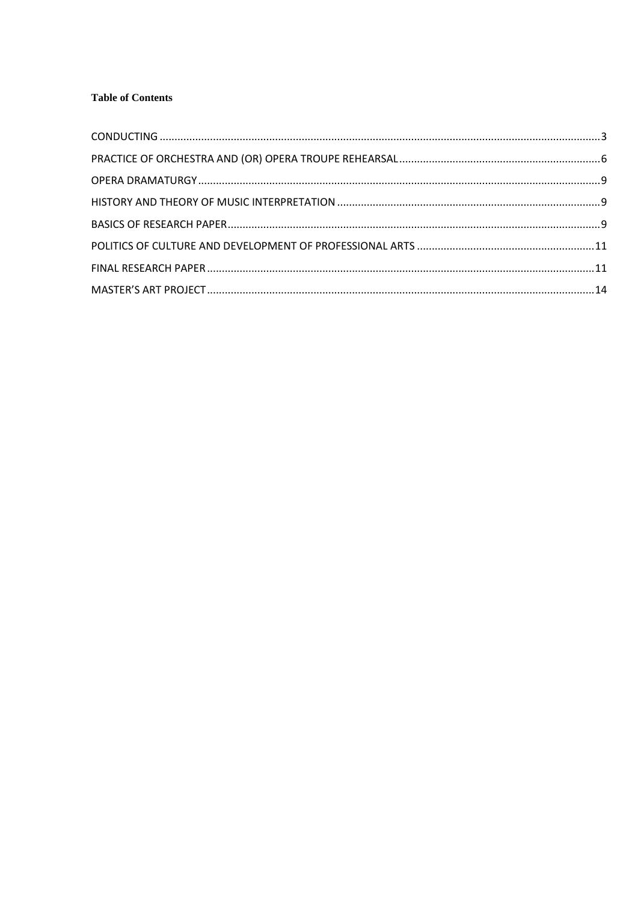**Table of Contents**

CONDUCTING ........................................................................................................................................ 3
PRACTICE OF ORCHESTRA AND (OR) OPERA TROUPE REHEARSAL .................................................................. 6
OPERA DRAMATURGY ........................................................................................................................... 9
HISTORY AND THEORY OF MUSIC INTERPRETATION ........................................................................................ 9
BASICS OF RESEARCH PAPER ................................................................................................................... 9
POLITICS OF CULTURE AND DEVELOPMENT OF PROFESSIONAL ARTS ........................................................... 11
FINAL RESEARCH PAPER ....................................................................................................................... 11
MASTER'S ART PROJECT ....................................................................................................................... 14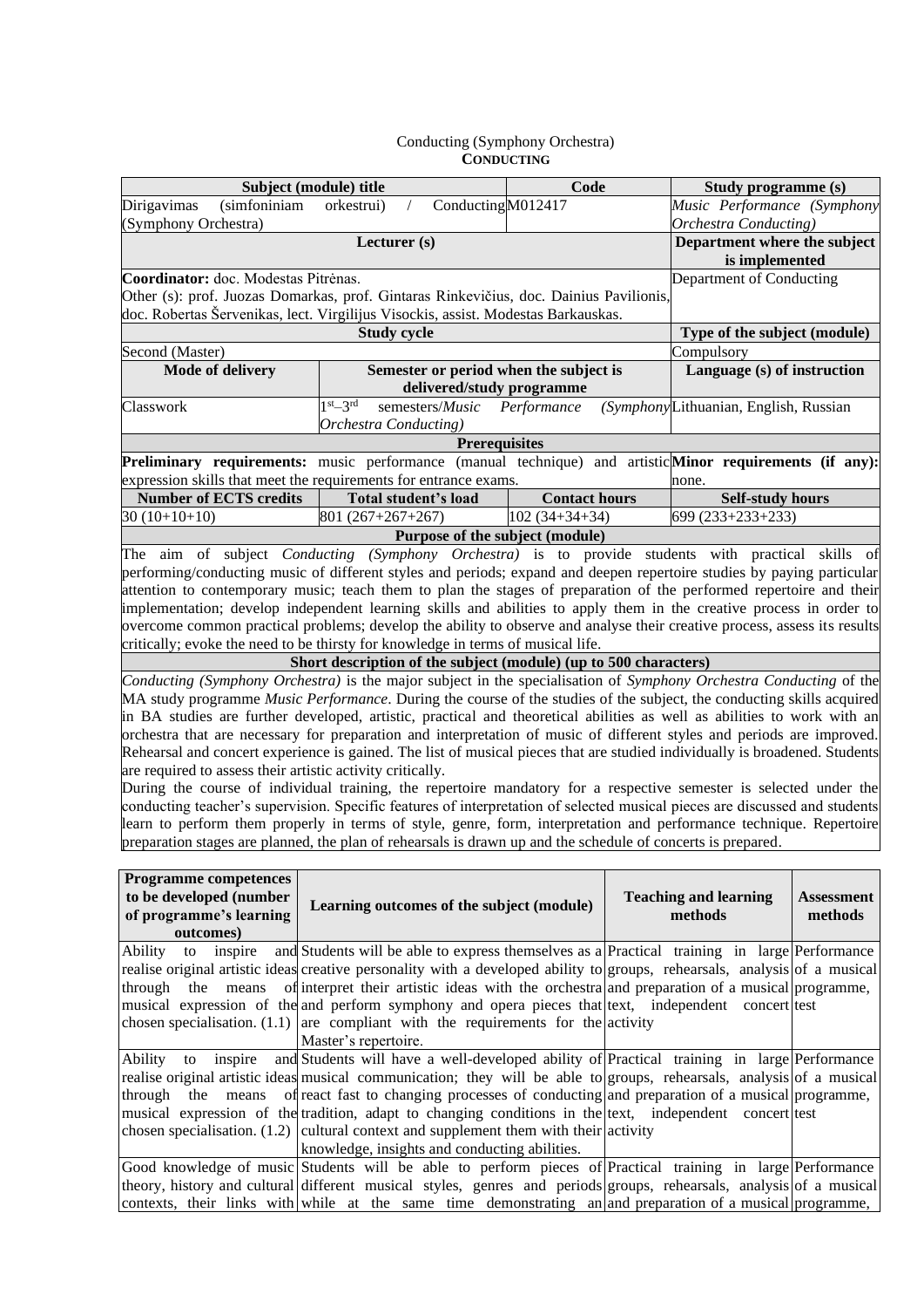Conducting (Symphony Orchestra)
**CONDUCTING**

| Subject (module) title | | Code | Study programme (s) |
|---|---|---|---|
| Dirigavimas (simfoniniam orkestrui) / Conducting (Symphony Orchestra) | | M012417 | *Music Performance (Symphony Orchestra Conducting)* |
| **Lecturer (s)** | | | **Department where the subject is implemented** |
| **Coordinator:** doc. Modestas Pitrėnas.<br>Other (s): prof. Juozas Domarkas, prof. Gintaras Rinkevičius, doc. Dainius Pavilionis, doc. Robertas Šervenikas, lect. Virgilijus Visockis, assist. Modestas Barkauskas. | | | Department of Conducting |
| **Study cycle** | | | **Type of the subject (module)** |
| Second (Master) | | | Compulsory |
| **Mode of delivery** | **Semester or period when the subject is delivered/study programme** | | **Language (s) of instruction** |
| Classwork | 1st–3rd semesters/*Music Performance (Symphony Orchestra Conducting)* | | Lithuanian, English, Russian |
| **Prerequisites** | | | |
| **Preliminary requirements:** music performance (manual technique) and artistic expression skills that meet the requirements for entrance exams. | | | **Minor requirements (if any):** none. |
| **Number of ECTS credits** | **Total student's load** | **Contact hours** | **Self-study hours** |
| 30 (10+10+10) | 801 (267+267+267) | 102 (34+34+34) | 699 (233+233+233) |
| **Purpose of the subject (module)** | | | |
| The aim of subject *Conducting (Symphony Orchestra)* is to provide students with practical skills of performing/conducting music of different styles and periods; expand and deepen repertoire studies by paying particular attention to contemporary music; teach them to plan the stages of preparation of the performed repertoire and their implementation; develop independent learning skills and abilities to apply them in the creative process in order to overcome common practical problems; develop the ability to observe and analyse their creative process, assess its results critically; evoke the need to be thirsty for knowledge in terms of musical life. | | | |
| **Short description of the subject (module) (up to 500 characters)** | | | |
| *Conducting (Symphony Orchestra)* is the major subject in the specialisation of *Symphony Orchestra Conducting* of the MA study programme *Music Performance*. During the course of the studies of the subject, the conducting skills acquired in BA studies are further developed, artistic, practical and theoretical abilities as well as abilities to work with an orchestra that are necessary for preparation and interpretation of music of different styles and periods are improved. Rehearsal and concert experience is gained. The list of musical pieces that are studied individually is broadened. Students are required to assess their artistic activity critically.<br>During the course of individual training, the repertoire mandatory for a respective semester is selected under the conducting teacher's supervision. Specific features of interpretation of selected musical pieces are discussed and students learn to perform them properly in terms of style, genre, form, interpretation and performance technique. Repertoire preparation stages are planned, the plan of rehearsals is drawn up and the schedule of concerts is prepared. | | | |

| Programme competences to be developed (number of programme's learning outcomes) | Learning outcomes of the subject (module) | Teaching and learning methods | Assessment methods |
|---|---|---|---|
| Ability to inspire and realise original artistic ideas through the means of musical expression of the chosen specialisation. (1.1) | Students will be able to express themselves as a creative personality with a developed ability to interpret their artistic ideas with the orchestra and perform symphony and opera pieces that are compliant with the requirements for the Master's repertoire. | Practical training in large groups, rehearsals, analysis and preparation of a musical text, independent concert activity | Performance of a musical programme, test |
| Ability to inspire and realise original artistic ideas through the means of musical expression of the chosen specialisation. (1.2) | Students will have a well-developed ability of musical communication; they will be able to react fast to changing processes of conducting tradition, adapt to changing conditions in the cultural context and supplement them with their knowledge, insights and conducting abilities. | Practical training in large groups, rehearsals, analysis and preparation of a musical text, independent concert activity | Performance of a musical programme, test |
| Good knowledge of music theory, history and cultural contexts, their links with | Students will be able to perform pieces of different musical styles, genres and periods while at the same time demonstrating an | Practical training in large groups, rehearsals, analysis and preparation of a musical | Performance of a musical programme, |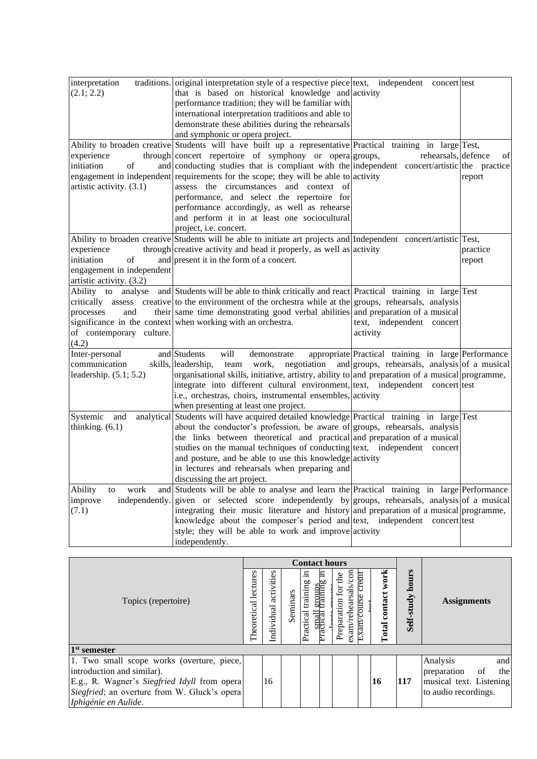| | | | |
|---|---|---|---|
| interpretation traditions. (2.1; 2.2) | original interpretation style of a respective piece that is based on historical knowledge and performance tradition; they will be familiar with international interpretation traditions and able to demonstrate these abilities during the rehearsals and symphonic or opera project. | text, independent concert activity | test |
| Ability to broaden creative experience through initiation of and engagement in independent artistic activity. (3.1) | Students will have built up a representative concert repertoire of symphony or opera conducting studies that is compliant with the requirements for the scope; they will be able to assess the circumstances and context of performance, and select the repertoire for performance accordingly, as well as rehearse and perform it in at least one sociocultural project, i.e. concert. | Practical training in large groups, rehearsals, independent concert/artistic activity | Test, defence of the practice report |
| Ability to broaden creative experience through initiation of and engagement in independent artistic activity. (3.2) | Students will be able to initiate art projects and creative activity and head it properly, as well as present it in the form of a concert. | Independent concert/artistic activity | Test, practice report |
| Ability to analyse and critically assess creative processes and their significance in the context of contemporary culture. (4.2) | Students will be able to think critically and react to the environment of the orchestra while at the same time demonstrating good verbal abilities when working with an orchestra. | Practical training in large groups, rehearsals, analysis and preparation of a musical text, independent concert activity | Test |
| Inter-personal and communication skills, leadership. (5.1; 5.2) | Students will demonstrate appropriate leadership, team work, negotiation and organisational skills, initiative, artistry, ability to integrate into different cultural environment, i.e., orchestras, choirs, instrumental ensembles, when presenting at least one project. | Practical training in large groups, rehearsals, analysis and preparation of a musical text, independent concert activity | Performance of a musical programme, test |
| Systemic and analytical thinking. (6.1) | Students will have acquired detailed knowledge about the conductor's profession, be aware of the links between theoretical and practical studies on the manual techniques of conducting and posture, and be able to use this knowledge in lectures and rehearsals when preparing and discussing the art project. | Practical training in large groups, rehearsals, analysis and preparation of a musical text, independent concert activity | Test |
| Ability to work and improve independently. (7.1) | Students will be able to analyse and learn the given or selected score independently by integrating their music literature and history knowledge about the composer's period and style; they will be able to work and improve independently. | Practical training in large groups, rehearsals, analysis and preparation of a musical text, independent concert activity | Performance of a musical programme, test |

| Topics (repertoire) | Contact hours | | | | | | | | Self-study hours | Assignments |
|---|---|---|---|---|---|---|---|---|---|---|
| | Theoretical lectures | Individual activities | Seminars | Practical training in small groups | Practical training in large groups | Preparation for the exam/rehearsals/con | Exam/course credit test | **Total contact work** | | |
| **1st semester** | | | | | | | | | | |
| 1. Two small scope works (overture, piece, introduction and similar). E.g., R. Wagner's *Siegfried Idyll* from opera *Siegfried*; an overture from W. Gluck's opera *Iphigénie en Aulide*. | | 16 | | | | | | **16** | **117** | Analysis and preparation of the musical text. Listening to audio recordings. |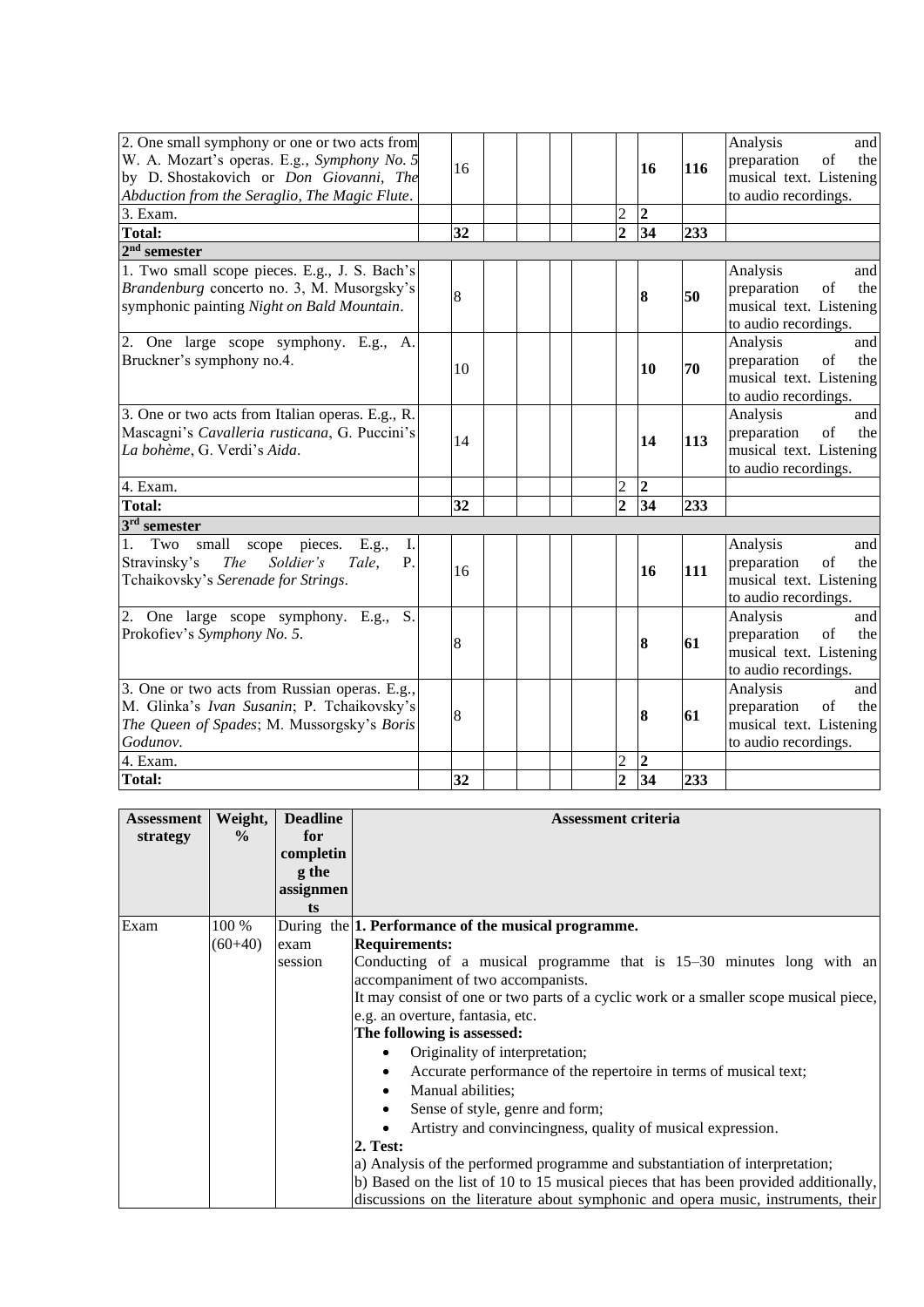| | | | | | | | | | | |
|---|---|---|---|---|---|---|---|---|---|---|
| 2. One small symphony or one or two acts from W. A. Mozart's operas. E.g., *Symphony No. 5* by D. Shostakovich or *Don Giovanni*, *The Abduction from the Seraglio*, *The Magic Flute*. | | 16 | | | | | | **16** | **116** | Analysis and preparation of the musical text. Listening to audio recordings. |
| 3. Exam. | | | | | | | 2 | **2** | | |
| **Total:** | | **32** | | | | | **2** | **34** | **233** | |
| **2nd semester** | | | | | | | | | | |
| 1. Two small scope pieces. E.g., J. S. Bach's *Brandenburg* concerto no. 3, M. Musorgsky's symphonic painting *Night on Bald Mountain*. | | 8 | | | | | | **8** | **50** | Analysis and preparation of the musical text. Listening to audio recordings. |
| 2. One large scope symphony. E.g., A. Bruckner's symphony no.4. | | 10 | | | | | | **10** | **70** | Analysis and preparation of the musical text. Listening to audio recordings. |
| 3. One or two acts from Italian operas. E.g., R. Mascagni's *Cavalleria rusticana*, G. Puccini's *La bohème*, G. Verdi's *Aida*. | | 14 | | | | | | **14** | **113** | Analysis and preparation of the musical text. Listening to audio recordings. |
| 4. Exam. | | | | | | | 2 | **2** | | |
| **Total:** | | **32** | | | | | **2** | **34** | **233** | |
| **3rd semester** | | | | | | | | | | |
| 1. Two small scope pieces. E.g., I. Stravinsky's *The Soldier's Tale*, P. Tchaikovsky's *Serenade for Strings*. | | 16 | | | | | | **16** | **111** | Analysis and preparation of the musical text. Listening to audio recordings. |
| 2. One large scope symphony. E.g., S. Prokofiev's *Symphony No. 5*. | | 8 | | | | | | **8** | **61** | Analysis and preparation of the musical text. Listening to audio recordings. |
| 3. One or two acts from Russian operas. E.g., M. Glinka's *Ivan Susanin*; P. Tchaikovsky's *The Queen of Spades*; M. Mussorgsky's *Boris Godunov*. | | 8 | | | | | | **8** | **61** | Analysis and preparation of the musical text. Listening to audio recordings. |
| 4. Exam. | | | | | | | 2 | **2** | | |
| **Total:** | | **32** | | | | | **2** | **34** | **233** | |

| **Assessment strategy** | **Weight, %** | **Deadline for completing the assignments** | **Assessment criteria** |
|---|---|---|---|
| Exam | 100 % (60+40) | During the exam session | **1. Performance of the musical programme.**<br>**Requirements:**<br>Conducting of a musical programme that is 15–30 minutes long with an accompaniment of two accompanists.<br>It may consist of one or two parts of a cyclic work or a smaller scope musical piece, e.g. an overture, fantasia, etc.<br>**The following is assessed:**<br>• Originality of interpretation;<br>• Accurate performance of the repertoire in terms of musical text;<br>• Manual abilities;<br>• Sense of style, genre and form;<br>• Artistry and convincingness, quality of musical expression.<br>**2. Test:**<br>a) Analysis of the performed programme and substantiation of interpretation;<br>b) Based on the list of 10 to 15 musical pieces that has been provided additionally, discussions on the literature about symphonic and opera music, instruments, their |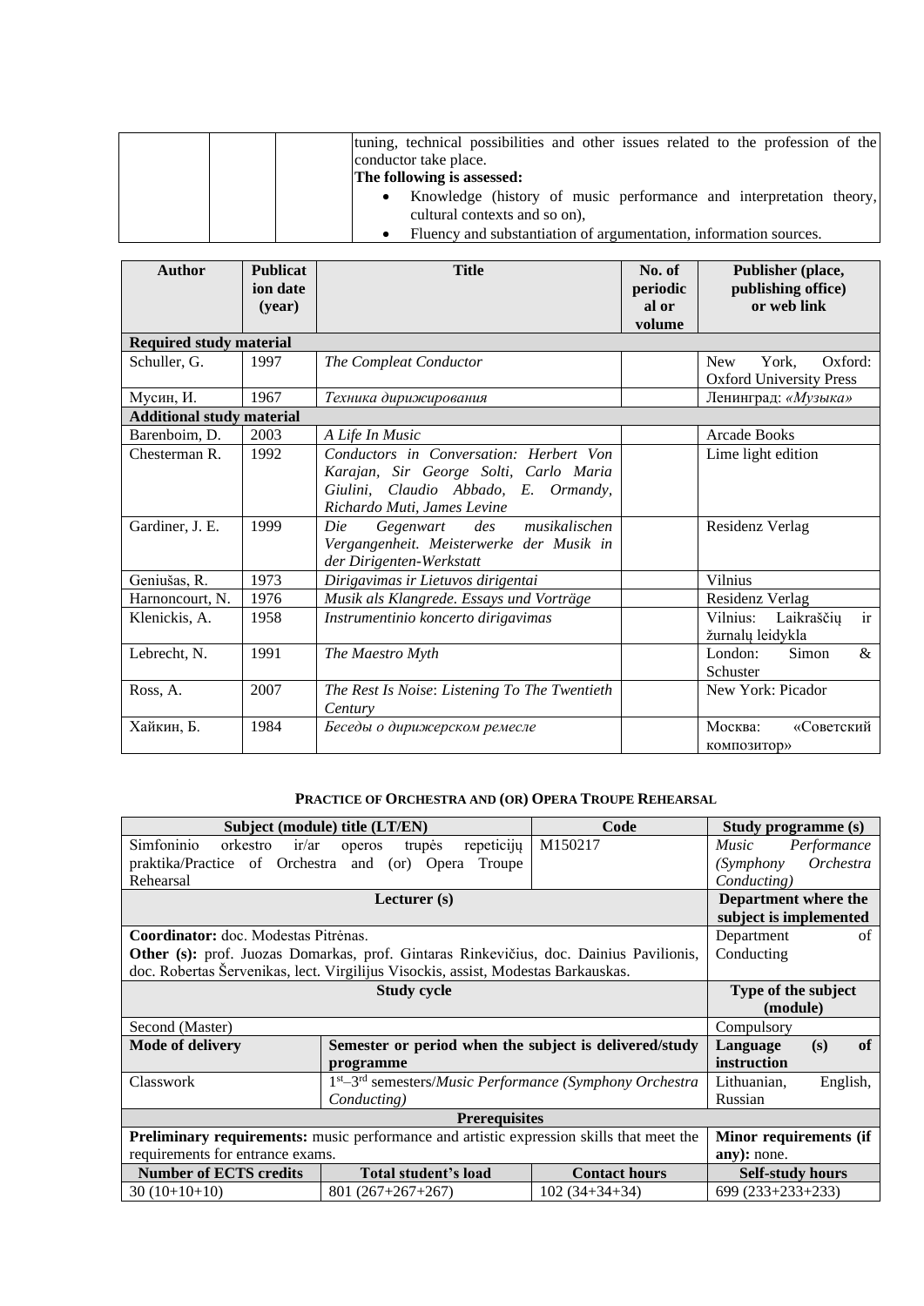| | | | tuning, technical possibilities and other issues related to the profession of the conductor take place.<br>**The following is assessed:**<br>• Knowledge (history of music performance and interpretation theory, cultural contexts and so on),<br>• Fluency and substantiation of argumentation, information sources. |
|---|---|---|---|

| Author | Publication date (year) | Title | No. of periodical or volume | Publisher (place, publishing office) or web link |
|---|---|---|---|---|
| **Required study material** | | | | |
| Schuller, G. | 1997 | *The Compleat Conductor* | | New York, Oxford: Oxford University Press |
| Мусин, И. | 1967 | *Техника дирижирования* | | Ленинград: *«Музыка»* |
| **Additional study material** | | | | |
| Barenboim, D. | 2003 | *A Life In Music* | | Arcade Books |
| Chesterman R. | 1992 | *Conductors in Conversation: Herbert Von Karajan, Sir George Solti, Carlo Maria Giulini, Claudio Abbado, E. Ormandy, Richardo Muti, James Levine* | | Lime light edition |
| Gardiner, J. E. | 1999 | *Die Gegenwart des musikalischen Vergangenheit. Meisterwerke der Musik in der Dirigenten-Werkstatt* | | Residenz Verlag |
| Geniušas, R. | 1973 | *Dirigavimas ir Lietuvos dirigentai* | | Vilnius |
| Harnoncourt, N. | 1976 | *Musik als Klangrede. Essays und Vorträge* | | Residenz Verlag |
| Klenickis, A. | 1958 | *Instrumentinio koncerto dirigavimas* | | Vilnius: Laikraščių ir žurnalų leidykla |
| Lebrecht, N. | 1991 | *The Maestro Myth* | | London: Simon & Schuster |
| Ross, A. | 2007 | *The Rest Is Noise*: *Listening To The Twentieth Century* | | New York: Picador |
| Хайкин, Б. | 1984 | *Беседы о дирижерском ремесле* | | Москва: «Советский композитор» |

## PRACTICE OF ORCHESTRA AND (OR) OPERA TROUPE REHEARSAL

| Subject (module) title (LT/EN) | | Code | Study programme (s) |
|---|---|---|---|
| Simfoninio orkestro ir/ar operos trupės repeticijų praktika/Practice of Orchestra and (or) Opera Troupe Rehearsal | | M150217 | *Music Performance (Symphony Orchestra Conducting)* |
| **Lecturer (s)** | | | **Department where the subject is implemented** |
| **Coordinator:** doc. Modestas Pitrėnas.<br>**Other (s):** prof. Juozas Domarkas, prof. Gintaras Rinkevičius, doc. Dainius Pavilionis, doc. Robertas Šervenikas, lect. Virgilijus Visockis, assist, Modestas Barkauskas. | | | Department of Conducting |
| **Study cycle** | | | **Type of the subject (module)** |
| Second (Master) | | | Compulsory |
| **Mode of delivery** | **Semester or period when the subject is delivered/study programme** | | **Language (s) of instruction** |
| Classwork | 1st–3rd semesters/*Music Performance (Symphony Orchestra Conducting)* | | Lithuanian, English, Russian |
| **Prerequisites** | | | |
| **Preliminary requirements:** music performance and artistic expression skills that meet the requirements for entrance exams. | | | **Minor requirements (if any):** none. |
| **Number of ECTS credits** | **Total student's load** | **Contact hours** | **Self-study hours** |
| 30 (10+10+10) | 801 (267+267+267) | 102 (34+34+34) | 699 (233+233+233) |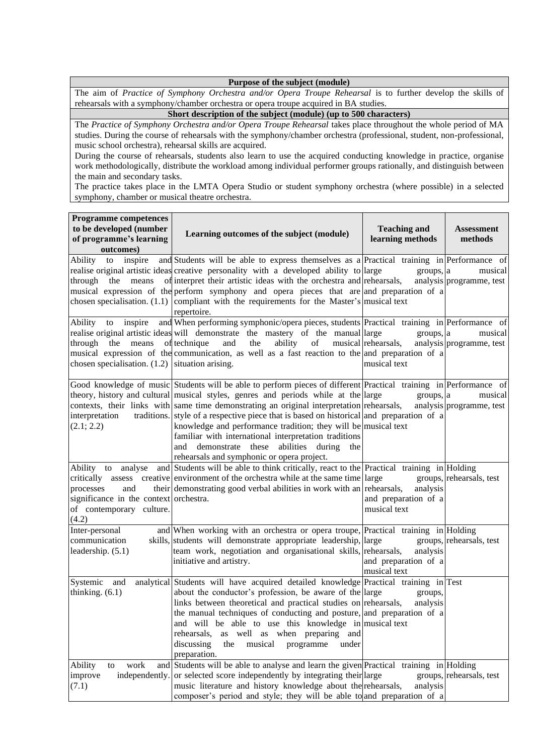| Purpose of the subject (module) |
|---|
| The aim of *Practice of Symphony Orchestra and/or Opera Troupe Rehearsal* is to further develop the skills of rehearsals with a symphony/chamber orchestra or opera troupe acquired in BA studies. |
| **Short description of the subject (module) (up to 500 characters)** |
| The *Practice of Symphony Orchestra and/or Opera Troupe Rehearsal* takes place throughout the whole period of MA studies. During the course of rehearsals with the symphony/chamber orchestra (professional, student, non-professional, music school orchestra), rehearsal skills are acquired.<br>During the course of rehearsals, students also learn to use the acquired conducting knowledge in practice, organise work methodologically, distribute the workload among individual performer groups rationally, and distinguish between the main and secondary tasks.<br>The practice takes place in the LMTA Opera Studio or student symphony orchestra (where possible) in a selected symphony, chamber or musical theatre orchestra. |

| Programme competences to be developed (number of programme's learning outcomes) | Learning outcomes of the subject (module) | Teaching and learning methods | Assessment methods |
|---|---|---|---|
| Ability to inspire and realise original artistic ideas through the means of musical expression of the chosen specialisation. (1.1) | Students will be able to express themselves as a creative personality with a developed ability to interpret their artistic ideas with the orchestra and perform symphony and opera pieces that are compliant with the requirements for the Master's repertoire. | Practical training in large groups, rehearsals, analysis and preparation of a musical text | Performance of a musical programme, test |
| Ability to inspire and realise original artistic ideas through the means of musical expression of the chosen specialisation. (1.2) | When performing symphonic/opera pieces, students will demonstrate the mastery of the manual technique and the ability of musical communication, as well as a fast reaction to the situation arising. | Practical training in large groups, rehearsals, analysis and preparation of a musical text | Performance of a musical programme, test |
| Good knowledge of music theory, history and cultural contexts, their links with interpretation traditions. (2.1; 2.2) | Students will be able to perform pieces of different musical styles, genres and periods while at the same time demonstrating an original interpretation style of a respective piece that is based on historical knowledge and performance tradition; they will be familiar with international interpretation traditions and demonstrate these abilities during the rehearsals and symphonic or opera project. | Practical training in large groups, rehearsals, analysis and preparation of a musical text | Performance of a musical programme, test |
| Ability to analyse and critically assess creative processes and their significance in the context of contemporary culture. (4.2) | Students will be able to think critically, react to the environment of the orchestra while at the same time demonstrating good verbal abilities in work with an orchestra. | Practical training in large groups, rehearsals, analysis and preparation of a musical text | Holding rehearsals, test |
| Inter-personal and communication skills, leadership. (5.1) | When working with an orchestra or opera troupe, students will demonstrate appropriate leadership, team work, negotiation and organisational skills, initiative and artistry. | Practical training in large groups, rehearsals, analysis and preparation of a musical text | Holding rehearsals, test |
| Systemic and analytical thinking. (6.1) | Students will have acquired detailed knowledge about the conductor's profession, be aware of the links between theoretical and practical studies on the manual techniques of conducting and posture, and will be able to use this knowledge in rehearsals, as well as when preparing and discussing the musical programme under preparation. | Practical training in large groups, rehearsals, analysis and preparation of a musical text | Test |
| Ability to work and improve independently. (7.1) | Students will be able to analyse and learn the given or selected score independently by integrating their music literature and history knowledge about the composer's period and style; they will be able to | Practical training in large groups, rehearsals, analysis and preparation of a | Holding rehearsals, test |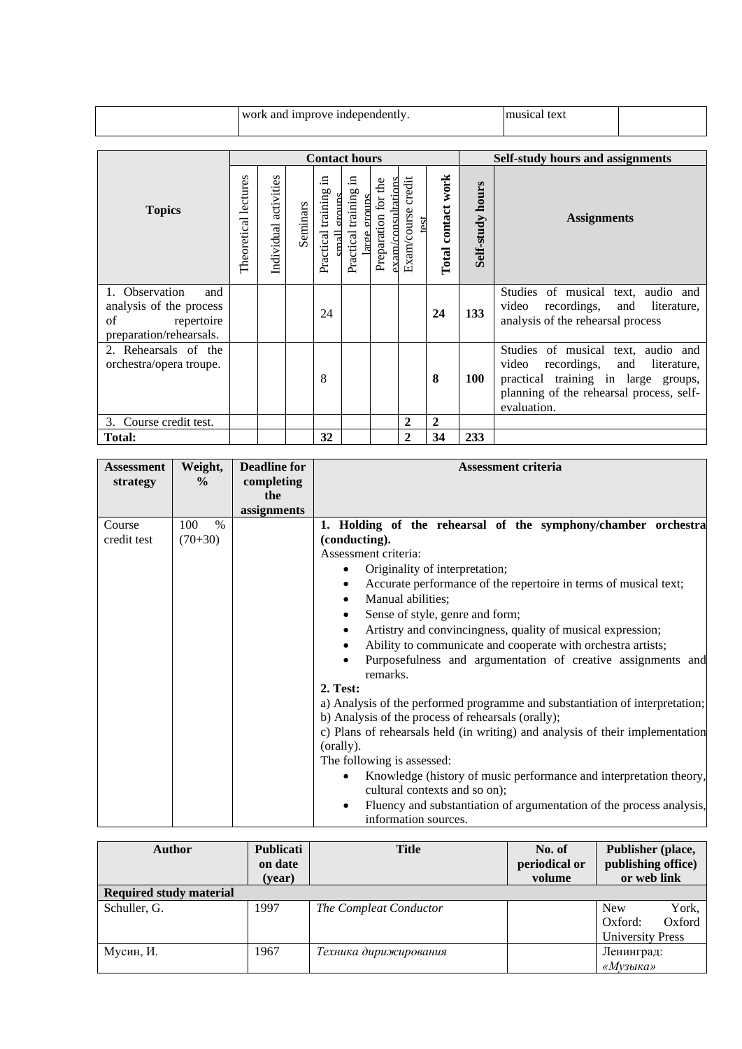|  | work and improve independently. | musical text |  |
|---|---|---|---|

| Topics | Contact hours | | | | | | | | Self-study hours and assignments | |
|---|---|---|---|---|---|---|---|---|---|---|
| | Theoretical lectures | Individual activities | Seminars | Practical training in small groups | Practical training in large groups | Preparation for the exam/consultations | Exam/course credit test | **Total contact work** | **Self-study hours** | **Assignments** |
| 1. Observation and analysis of the process of repertoire preparation/rehearsals. | | | | 24 | | | | **24** | **133** | Studies of musical text, audio and video recordings, and literature, analysis of the rehearsal process |
| 2. Rehearsals of the orchestra/opera troupe. | | | | 8 | | | | **8** | **100** | Studies of musical text, audio and video recordings, and literature, practical training in large groups, planning of the rehearsal process, self-evaluation. |
| 3. Course credit test. | | | | | | | **2** | **2** | | |
| **Total:** | | | | **32** | | | **2** | **34** | **233** | |

| Assessment strategy | Weight, % | Deadline for completing the assignments | Assessment criteria |
|---|---|---|---|
| Course credit test | 100 % (70+30) | | **1. Holding of the rehearsal of the symphony/chamber orchestra (conducting).** Assessment criteria: • Originality of interpretation; • Accurate performance of the repertoire in terms of musical text; • Manual abilities; • Sense of style, genre and form; • Artistry and convincingness, quality of musical expression; • Ability to communicate and cooperate with orchestra artists; • Purposefulness and argumentation of creative assignments and remarks. **2. Test:** a) Analysis of the performed programme and substantiation of interpretation; b) Analysis of the process of rehearsals (orally); c) Plans of rehearsals held (in writing) and analysis of their implementation (orally). The following is assessed: • Knowledge (history of music performance and interpretation theory, cultural contexts and so on); • Fluency and substantiation of argumentation of the process analysis, information sources. |

| Author | Publication date (year) | Title | No. of periodical or volume | Publisher (place, publishing office) or web link |
|---|---|---|---|---|
| **Required study material** | | | | |
| Schuller, G. | 1997 | *The Compleat Conductor* | | New York, Oxford: Oxford University Press |
| Мусин, И. | 1967 | *Техника дирижирования* | | Ленинград: *«Музыка»* |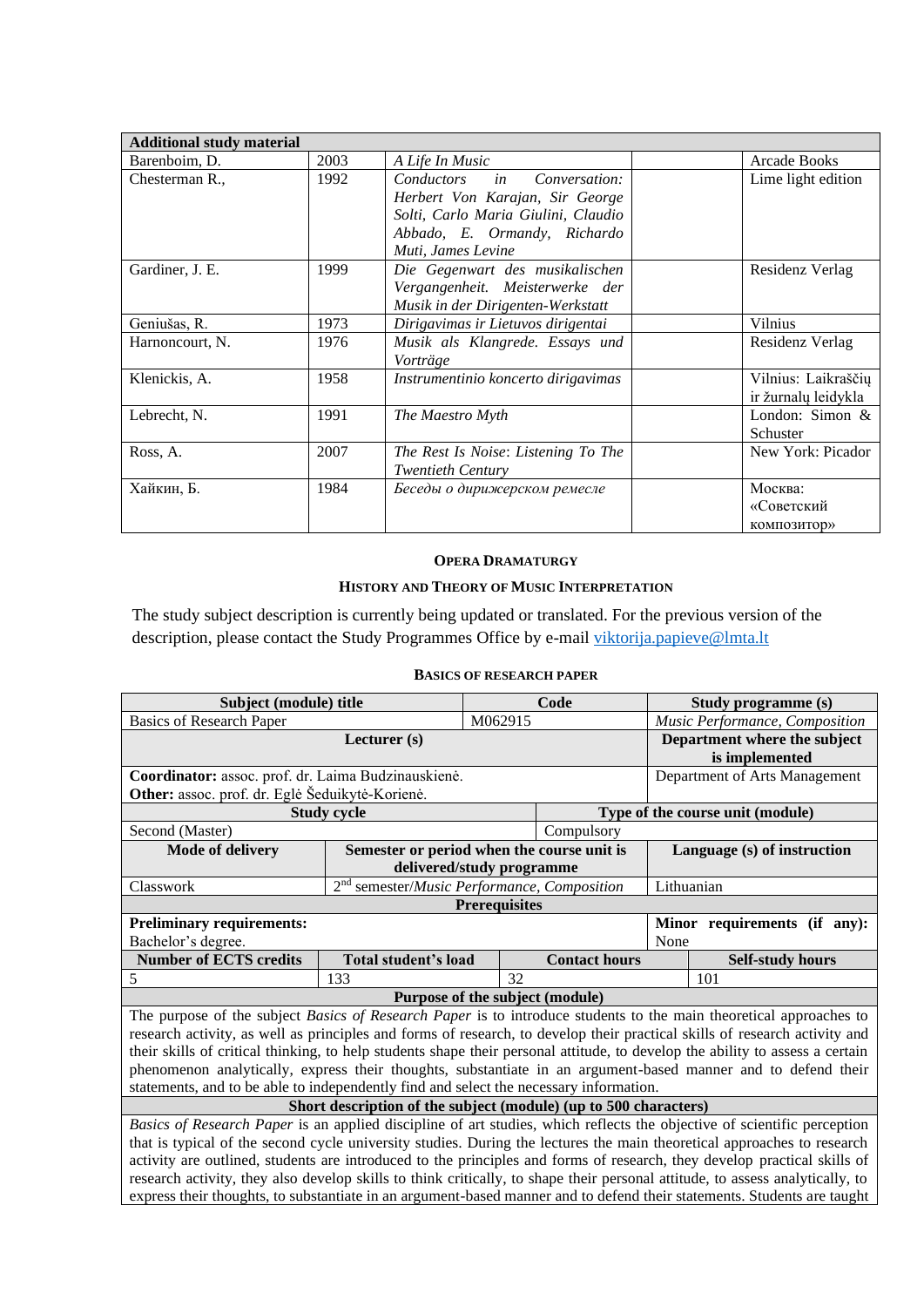| Additional study material | | | | |
|---|---|---|---|---|
| Barenboim, D. | 2003 | *A Life In Music* | | Arcade Books |
| Chesterman R., | 1992 | *Conductors in Conversation: Herbert Von Karajan, Sir George Solti, Carlo Maria Giulini, Claudio Abbado, E. Ormandy, Richardo Muti, James Levine* | | Lime light edition |
| Gardiner, J. E. | 1999 | *Die Gegenwart des musikalischen Vergangenheit. Meisterwerke der Musik in der Dirigenten-Werkstatt* | | Residenz Verlag |
| Geniušas, R. | 1973 | *Dirigavimas ir Lietuvos dirigentai* | | Vilnius |
| Harnoncourt, N. | 1976 | *Musik als Klangrede. Essays und Vorträge* | | Residenz Verlag |
| Klenickis, A. | 1958 | *Instrumentinio koncerto dirigavimas* | | Vilnius: Laikraščių ir žurnalų leidykla |
| Lebrecht, N. | 1991 | *The Maestro Myth* | | London: Simon & Schuster |
| Ross, A. | 2007 | *The Rest Is Noise: Listening To The Twentieth Century* | | New York: Picador |
| Хайкин, Б. | 1984 | *Беседы о дирижерском ремесле* | | Москва: «Советский композитор» |

## OPERA DRAMATURGY

## HISTORY AND THEORY OF MUSIC INTERPRETATION

The study subject description is currently being updated or translated. For the previous version of the description, please contact the Study Programmes Office by e-mail viktorija.papieve@lmta.lt

## BASICS OF RESEARCH PAPER

| Subject (module) title | | Code | | Study programme (s) | |
|---|---|---|---|---|---|
| Basics of Research Paper | | M062915 | | *Music Performance, Composition* | |
| Lecturer (s) | | | | Department where the subject is implemented | |
| **Coordinator:** assoc. prof. dr. Laima Budzinauskienė.<br>**Other:** assoc. prof. dr. Eglė Šeduikytė-Korienė. | | | | Department of Arts Management | |
| **Study cycle** | | | **Type of the course unit (module)** | | |
| Second (Master) | | | Compulsory | | |
| **Mode of delivery** | **Semester or period when the course unit is delivered/study programme** | | | **Language (s) of instruction** | |
| Classwork | 2nd semester/*Music Performance, Composition* | | | Lithuanian | |
| **Prerequisites** | | | | | |
| **Preliminary requirements:**<br>Bachelor's degree. | | | | **Minor requirements (if any):**<br>None | |
| **Number of ECTS credits** | **Total student's load** | **Contact hours** | | | **Self-study hours** |
| 5 | 133 | 32 | | | 101 |
| **Purpose of the subject (module)** | | | | | |
| The purpose of the subject *Basics of Research Paper* is to introduce students to the main theoretical approaches to research activity, as well as principles and forms of research, to develop their practical skills of research activity and their skills of critical thinking, to help students shape their personal attitude, to develop the ability to assess a certain phenomenon analytically, express their thoughts, substantiate in an argument-based manner and to defend their statements, and to be able to independently find and select the necessary information. | | | | | |
| **Short description of the subject (module) (up to 500 characters)** | | | | | |
| *Basics of Research Paper* is an applied discipline of art studies, which reflects the objective of scientific perception that is typical of the second cycle university studies. During the lectures the main theoretical approaches to research activity are outlined, students are introduced to the principles and forms of research, they develop practical skills of research activity, they also develop skills to think critically, to shape their personal attitude, to assess analytically, to express their thoughts, to substantiate in an argument-based manner and to defend their statements. Students are taught | | | | | |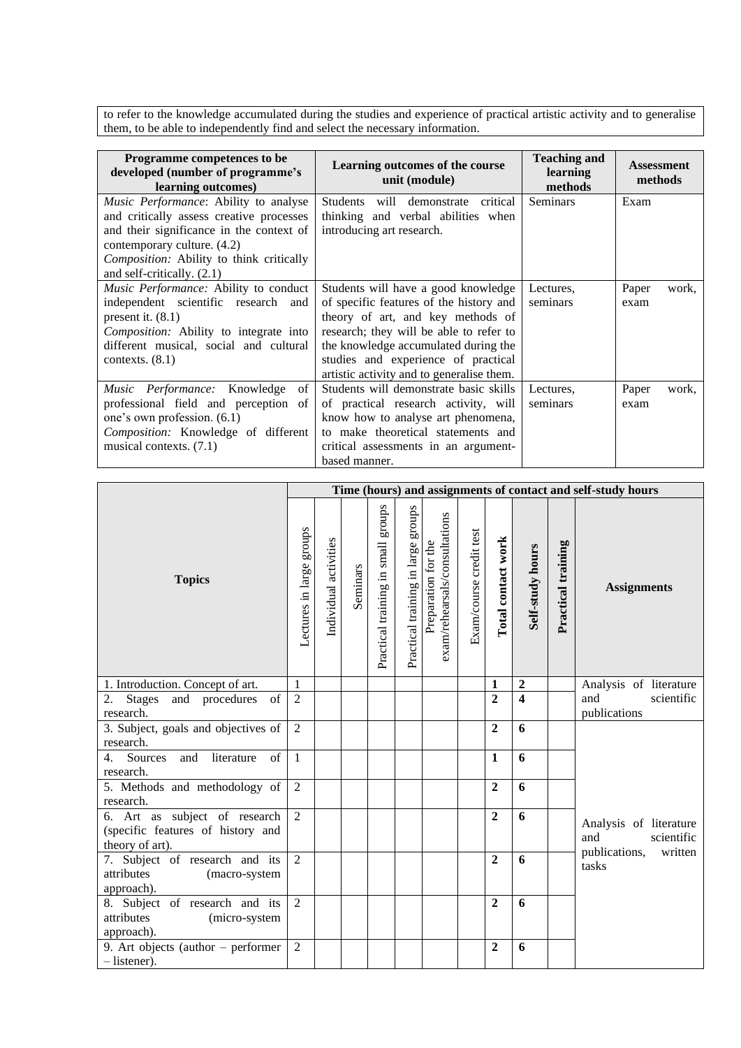| to refer to the knowledge accumulated during the studies and experience of practical artistic activity and to generalise them, to be able to independently find and select the necessary information. |
|---|

| Programme competences to be developed (number of programme's learning outcomes) | Learning outcomes of the course unit (module) | Teaching and learning methods | Assessment methods |
|---|---|---|---|
| *Music Performance*: Ability to analyse and critically assess creative processes and their significance in the context of contemporary culture. (4.2)<br>*Composition:* Ability to think critically and self-critically. (2.1) | Students will demonstrate critical thinking and verbal abilities when introducing art research. | Seminars | Exam |
| *Music Performance:* Ability to conduct independent scientific research and present it. (8.1)<br>*Composition:* Ability to integrate into different musical, social and cultural contexts. (8.1) | Students will have a good knowledge of specific features of the history and theory of art, and key methods of research; they will be able to refer to the knowledge accumulated during the studies and experience of practical artistic activity and to generalise them. | Lectures, seminars | Paper work, exam |
| *Music Performance:* Knowledge of professional field and perception of one's own profession. (6.1)<br>*Composition:* Knowledge of different musical contexts. (7.1) | Students will demonstrate basic skills of practical research activity, will know how to analyse art phenomena, to make theoretical statements and critical assessments in an argument-based manner. | Lectures, seminars | Paper work, exam |

| Topics | Time (hours) and assignments of contact and self-study hours | | | | | | | | | | |
|---|---|---|---|---|---|---|---|---|---|---|---|
| | Lectures in large groups | Individual activities | Seminars | Practical training in small groups | Practical training in large groups | Preparation for the exam/rehearsals/consultations | Exam/course credit test | **Total contact work** | **Self-study hours** | **Practical training** | **Assignments** |
| 1. Introduction. Concept of art. | 1 | | | | | | | **1** | **2** | | Analysis of literature and scientific publications |
| 2. Stages and procedures of research. | 2 | | | | | | | **2** | **4** | | |
| 3. Subject, goals and objectives of research. | 2 | | | | | | | **2** | **6** | | Analysis of literature and scientific publications, written tasks |
| 4. Sources and literature of research. | 1 | | | | | | | **1** | **6** | | |
| 5. Methods and methodology of research. | 2 | | | | | | | **2** | **6** | | |
| 6. Art as subject of research (specific features of history and theory of art). | 2 | | | | | | | **2** | **6** | | |
| 7. Subject of research and its attributes (macro-system approach). | 2 | | | | | | | **2** | **6** | | |
| 8. Subject of research and its attributes (micro-system approach). | 2 | | | | | | | **2** | **6** | | |
| 9. Art objects (author – performer – listener). | 2 | | | | | | | **2** | **6** | | |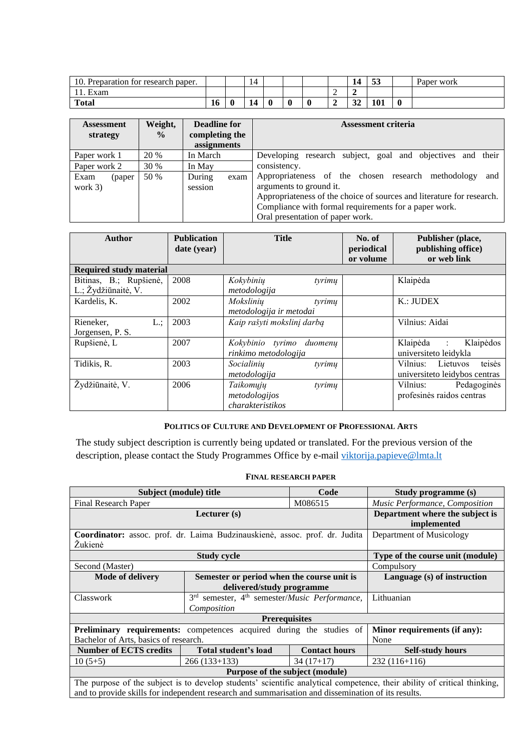| 10. Preparation for research paper. | | | 14 | | | | | **14** | **53** | | Paper work |
|---|---|---|---|---|---|---|---|---|---|---|---|
| 11. Exam | | | | | | | 2 | **2** | | | |
| **Total** | **16** | **0** | **14** | **0** | **0** | **0** | **2** | **32** | **101** | **0** | |

| Assessment strategy | Weight, % | Deadline for completing the assignments | Assessment criteria |
|---|---|---|---|
| Paper work 1 | 20 % | In March | Developing research subject, goal and objectives and their consistency. Appropriateness of the chosen research methodology and arguments to ground it. Appropriateness of the choice of sources and literature for research. Compliance with formal requirements for a paper work. Oral presentation of paper work. |
| Paper work 2 | 30 % | In May | |
| Exam (paper work 3) | 50 % | During exam session | |

| Author | Publication date (year) | Title | No. of periodical or volume | Publisher (place, publishing office) or web link |
|---|---|---|---|---|
| **Required study material** | | | | |
| Bitinas, B.; Rupšienė, L.; Žydžiūnaitė, V. | 2008 | *Kokybinių tyrimų metodologija* | | Klaipėda |
| Kardelis, K. | 2002 | *Mokslinių tyrimų metodologija ir metodai* | | K.: JUDEX |
| Rieneker, L.; Jorgensen, P. S. | 2003 | *Kaip rašyti mokslinį darbą* | | Vilnius: Aidai |
| Rupšienė, L | 2007 | *Kokybinio tyrimo duomenų rinkimo metodologija* | | Klaipėda : Klaipėdos universiteto leidykla |
| Tidikis, R. | 2003 | *Socialinių tyrimų metodologija* | | Vilnius: Lietuvos teisės universiteto leidybos centras |
| Žydžiūnaitė, V. | 2006 | *Taikomųjų tyrimų metodologijos charakteristikos* | | Vilnius: Pedagoginės profesinės raidos centras |

### Politics of Culture and Development of Professional Arts

The study subject description is currently being updated or translated. For the previous version of the description, please contact the Study Programmes Office by e-mail viktorija.papieve@lmta.lt

### Final Research Paper

| Subject (module) title | | Code | Study programme (s) |
|---|---|---|---|
| Final Research Paper | | M086515 | *Music Performance, Composition* |
| **Lecturer (s)** | | | **Department where the subject is implemented** |
| **Coordinator:** assoc. prof. dr. Laima Budzinauskienė, assoc. prof. dr. Judita Žukienė | | | Department of Musicology |
| **Study cycle** | | | **Type of the course unit (module)** |
| Second (Master) | | | Compulsory |
| **Mode of delivery** | **Semester or period when the course unit is delivered/study programme** | | **Language (s) of instruction** |
| Classwork | 3rd semester, 4th semester/*Music Performance, Composition* | | Lithuanian |
| **Prerequisites** | | | |
| **Preliminary requirements:** competences acquired during the studies of Bachelor of Arts, basics of research. | | | **Minor requirements (if any):** None |
| **Number of ECTS credits** | **Total student's load** | **Contact hours** | **Self-study hours** |
| 10 (5+5) | 266 (133+133) | 34 (17+17) | 232 (116+116) |
| **Purpose of the subject (module)** | | | |
| The purpose of the subject is to develop students' scientific analytical competence, their ability of critical thinking, and to provide skills for independent research and summarisation and dissemination of its results. | | | |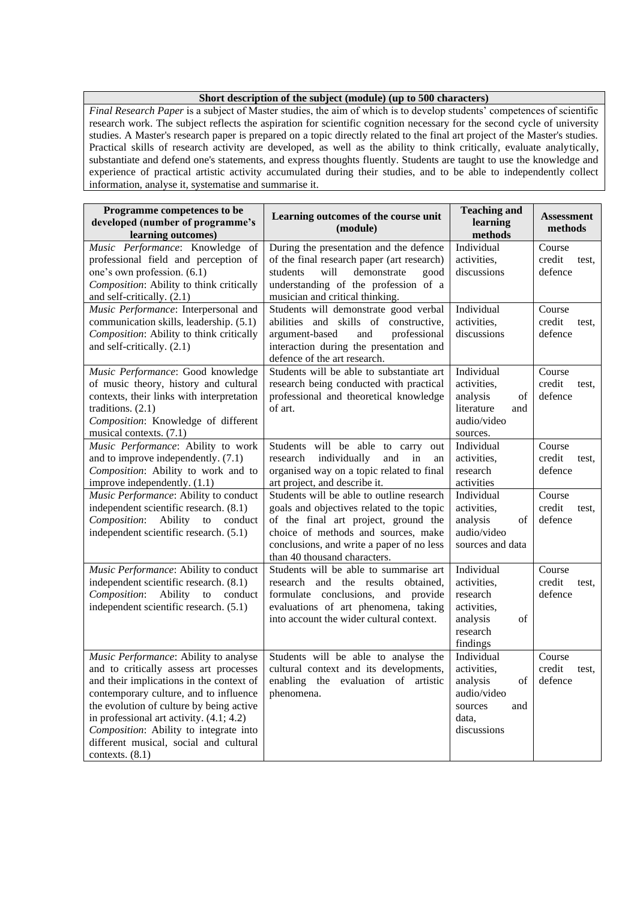| Short description of the subject (module) (up to 500 characters) |
|---|
| *Final Research Paper* is a subject of Master studies, the aim of which is to develop students' competences of scientific research work. The subject reflects the aspiration for scientific cognition necessary for the second cycle of university studies. A Master's research paper is prepared on a topic directly related to the final art project of the Master's studies. Practical skills of research activity are developed, as well as the ability to think critically, evaluate analytically, substantiate and defend one's statements, and express thoughts fluently. Students are taught to use the knowledge and experience of practical artistic activity accumulated during their studies, and to be able to independently collect information, analyse it, systematise and summarise it. |

| Programme competences to be developed (number of programme's learning outcomes) | Learning outcomes of the course unit (module) | Teaching and learning methods | Assessment methods |
|---|---|---|---|
| *Music Performance*: Knowledge of professional field and perception of one's own profession. (6.1)<br>*Composition*: Ability to think critically and self-critically. (2.1) | During the presentation and the defence of the final research paper (art research) students will demonstrate good understanding of the profession of a musician and critical thinking. | Individual activities, discussions | Course credit test, defence |
| *Music Performance*: Interpersonal and communication skills, leadership. (5.1)<br>*Composition*: Ability to think critically and self-critically. (2.1) | Students will demonstrate good verbal abilities and skills of constructive, argument-based and professional interaction during the presentation and defence of the art research. | Individual activities, discussions | Course credit test, defence |
| *Music Performance*: Good knowledge of music theory, history and cultural contexts, their links with interpretation traditions. (2.1)<br>*Composition*: Knowledge of different musical contexts. (7.1) | Students will be able to substantiate art research being conducted with practical professional and theoretical knowledge of art. | Individual activities, analysis of literature and audio/video sources. | Course credit test, defence |
| *Music Performance*: Ability to work and to improve independently. (7.1)<br>*Composition*: Ability to work and to improve independently. (1.1) | Students will be able to carry out research individually and in an organised way on a topic related to final art project, and describe it. | Individual activities, research activities | Course credit test, defence |
| *Music Performance*: Ability to conduct independent scientific research. (8.1)<br>*Composition*: Ability to conduct independent scientific research. (5.1) | Students will be able to outline research goals and objectives related to the topic of the final art project, ground the choice of methods and sources, make conclusions, and write a paper of no less than 40 thousand characters. | Individual activities, analysis of audio/video sources and data | Course credit test, defence |
| *Music Performance*: Ability to conduct independent scientific research. (8.1)<br>*Composition*: Ability to conduct independent scientific research. (5.1) | Students will be able to summarise art research and the results obtained, formulate conclusions, and provide evaluations of art phenomena, taking into account the wider cultural context. | Individual activities, research activities, analysis of research findings | Course credit test, defence |
| *Music Performance*: Ability to analyse and to critically assess art processes and their implications in the context of contemporary culture, and to influence the evolution of culture by being active in professional art activity. (4.1; 4.2)<br>*Composition*: Ability to integrate into different musical, social and cultural contexts. (8.1) | Students will be able to analyse the cultural context and its developments, enabling the evaluation of artistic phenomena. | Individual activities, analysis of audio/video sources and data, discussions | Course credit test, defence |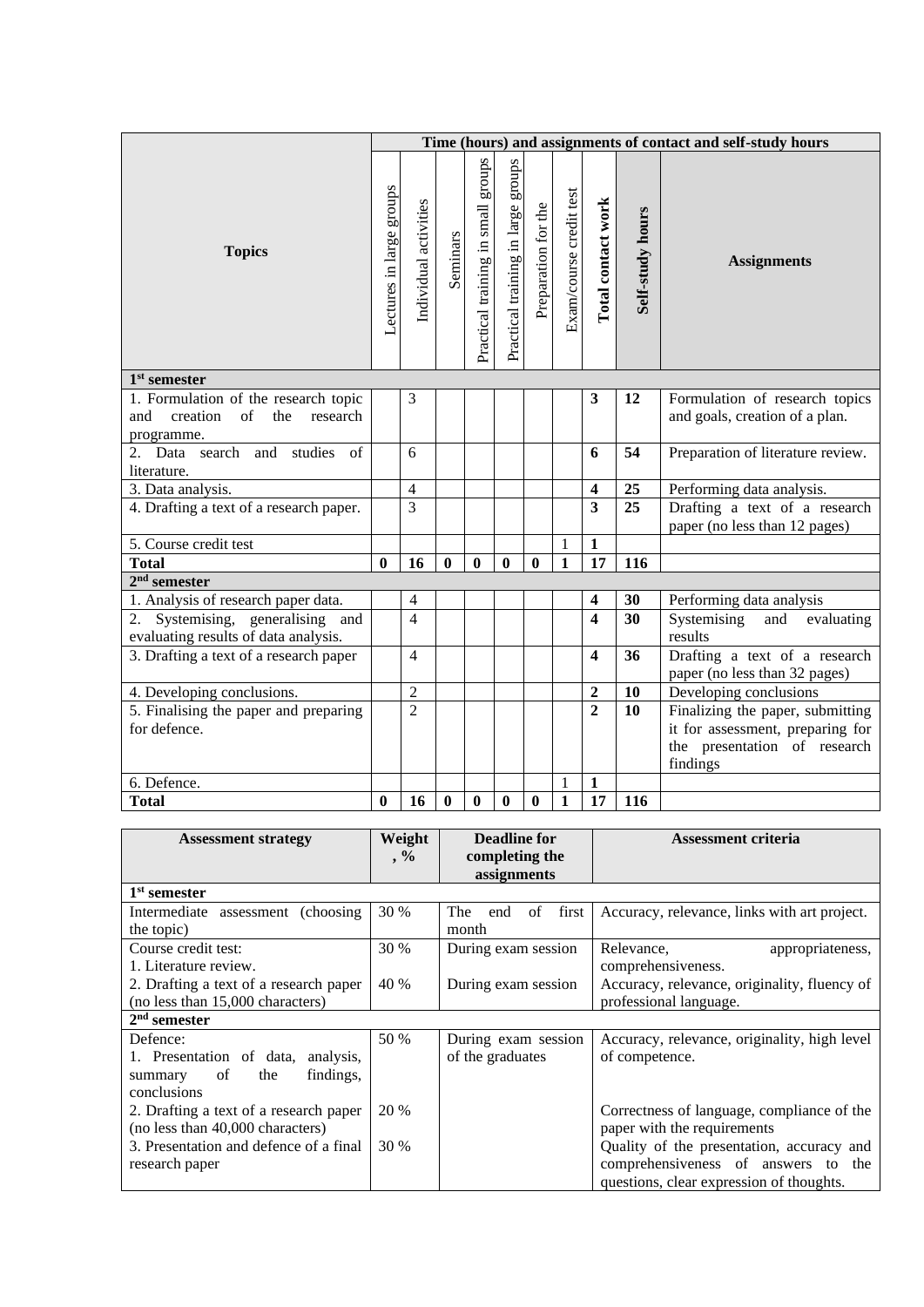| Topics | Time (hours) and assignments of contact and self-study hours | | | | | | | | | |
|---|---|---|---|---|---|---|---|---|---|---|
| | Lectures in large groups | Individual activities | Seminars | Practical training in small groups | Practical training in large groups | Preparation for the | Exam/course credit test | **Total contact work** | **Self-study hours** | **Assignments** |
| **1st semester** | | | | | | | | | | |
| 1. Formulation of the research topic and creation of the research programme. | | 3 | | | | | | **3** | **12** | Formulation of research topics and goals, creation of a plan. |
| 2. Data search and studies of literature. | | 6 | | | | | | **6** | **54** | Preparation of literature review. |
| 3. Data analysis. | | 4 | | | | | | **4** | **25** | Performing data analysis. |
| 4. Drafting a text of a research paper. | | 3 | | | | | | **3** | **25** | Drafting a text of a research paper (no less than 12 pages) |
| 5. Course credit test | | | | | | | 1 | **1** | | |
| **Total** | **0** | **16** | **0** | **0** | **0** | **0** | **1** | **17** | **116** | |
| **2nd semester** | | | | | | | | | | |
| 1. Analysis of research paper data. | | 4 | | | | | | **4** | **30** | Performing data analysis |
| 2. Systemising, generalising and evaluating results of data analysis. | | 4 | | | | | | **4** | **30** | Systemising and evaluating results |
| 3. Drafting a text of a research paper | | 4 | | | | | | **4** | **36** | Drafting a text of a research paper (no less than 32 pages) |
| 4. Developing conclusions. | | 2 | | | | | | **2** | **10** | Developing conclusions |
| 5. Finalising the paper and preparing for defence. | | 2 | | | | | | **2** | **10** | Finalizing the paper, submitting it for assessment, preparing for the presentation of research findings |
| 6. Defence. | | | | | | | 1 | **1** | | |
| **Total** | **0** | **16** | **0** | **0** | **0** | **0** | **1** | **17** | **116** | |

| Assessment strategy | Weight, % | Deadline for completing the assignments | Assessment criteria |
|---|---|---|---|
| **1st semester** | | | |
| Intermediate assessment (choosing the topic) | 30 % | The end of first month | Accuracy, relevance, links with art project. |
| Course credit test:<br>1. Literature review. | 30 % | During exam session | Relevance, appropriateness, comprehensiveness. |
| 2. Drafting a text of a research paper (no less than 15,000 characters) | 40 % | During exam session | Accuracy, relevance, originality, fluency of professional language. |
| **2nd semester** | | | |
| Defence:<br>1. Presentation of data, analysis, summary of the findings, conclusions | 50 % | During exam session of the graduates | Accuracy, relevance, originality, high level of competence. |
| 2. Drafting a text of a research paper (no less than 40,000 characters) | 20 % | | Correctness of language, compliance of the paper with the requirements |
| 3. Presentation and defence of a final research paper | 30 % | | Quality of the presentation, accuracy and comprehensiveness of answers to the questions, clear expression of thoughts. |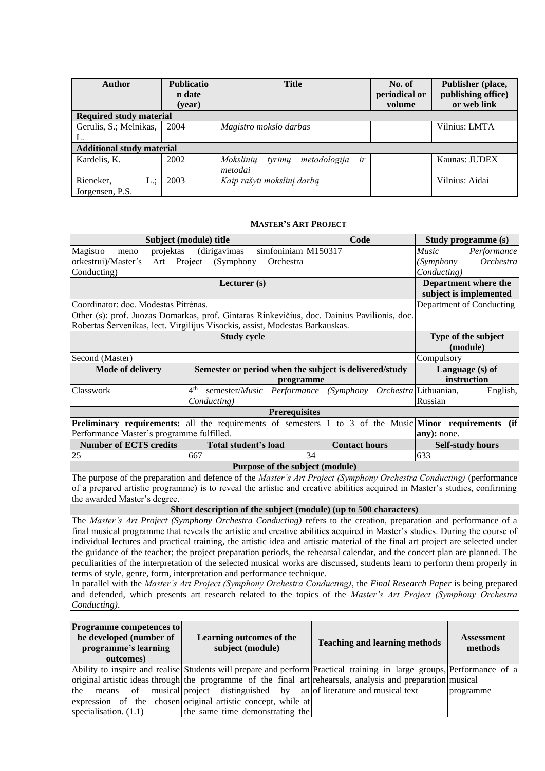| Author | Publication date (year) | Title | No. of periodical or volume | Publisher (place, publishing office) or web link |
|---|---|---|---|---|
| **Required study material** | | | | |
| Gerulis, S.; Melnikas, L. | 2004 | *Magistro mokslo darbas* | | Vilnius: LMTA |
| **Additional study material** | | | | |
| Kardelis, K. | 2002 | *Mokslinių tyrimų metodologija ir metodai* | | Kaunas: JUDEX |
| Rieneker, L.; Jorgensen, P.S. | 2003 | *Kaip rašyti mokslinį darbą* | | Vilnius: Aidai |

**MASTER'S ART PROJECT**

| Subject (module) title | | Code | Study programme (s) |
|---|---|---|---|
| Magistro meno projektas (dirigavimas simfoniniam orkestrui)/Master's Art Project (Symphony Orchestra Conducting) | | M150317 | *Music Performance (Symphony Orchestra Conducting)* |
| **Lecturer (s)** | | | **Department where the subject is implemented** |
| Coordinator: doc. Modestas Pitrėnas.<br>Other (s): prof. Juozas Domarkas, prof. Gintaras Rinkevičius, doc. Dainius Pavilionis, doc. Robertas Šervenikas, lect. Virgilijus Visockis, assist, Modestas Barkauskas. | | | Department of Conducting |
| **Study cycle** | | | **Type of the subject (module)** |
| Second (Master) | | | Compulsory |
| **Mode of delivery** | **Semester or period when the subject is delivered/study programme** | | **Language (s) of instruction** |
| Classwork | 4th semester/*Music Performance (Symphony Orchestra Conducting)* | | Lithuanian, English, Russian |
| **Prerequisites** | | | |
| **Preliminary requirements:** all the requirements of semesters 1 to 3 of the Music Performance Master's programme fulfilled. | | | **Minor requirements (if any):** none. |
| **Number of ECTS credits** | **Total student's load** | **Contact hours** | **Self-study hours** |
| 25 | 667 | 34 | 633 |
| **Purpose of the subject (module)** | | | |
| The purpose of the preparation and defence of the *Master's Art Project (Symphony Orchestra Conducting)* (performance of a prepared artistic programme) is to reveal the artistic and creative abilities acquired in Master's studies, confirming the awarded Master's degree. | | | |
| **Short description of the subject (module) (up to 500 characters)** | | | |
| The *Master's Art Project (Symphony Orchestra Conducting)* refers to the creation, preparation and performance of a final musical programme that reveals the artistic and creative abilities acquired in Master's studies. During the course of individual lectures and practical training, the artistic idea and artistic material of the final art project are selected under the guidance of the teacher; the project preparation periods, the rehearsal calendar, and the concert plan are planned. The peculiarities of the interpretation of the selected musical works are discussed, students learn to perform them properly in terms of style, genre, form, interpretation and performance technique.<br>In parallel with the *Master's Art Project (Symphony Orchestra Conducting)*, the *Final Research Paper* is being prepared and defended, which presents art research related to the topics of the *Master's Art Project (Symphony Orchestra Conducting)*. | | | |

| Programme competences to be developed (number of programme's learning outcomes) | Learning outcomes of the subject (module) | Teaching and learning methods | Assessment methods |
|---|---|---|---|
| Ability to inspire and realise original artistic ideas through the means of musical expression of the chosen specialisation. (1.1) | Students will prepare and perform the programme of the final art project distinguished by an original artistic concept, while at the same time demonstrating the | Practical training in large groups, rehearsals, analysis and preparation of literature and musical text | Performance of a musical programme |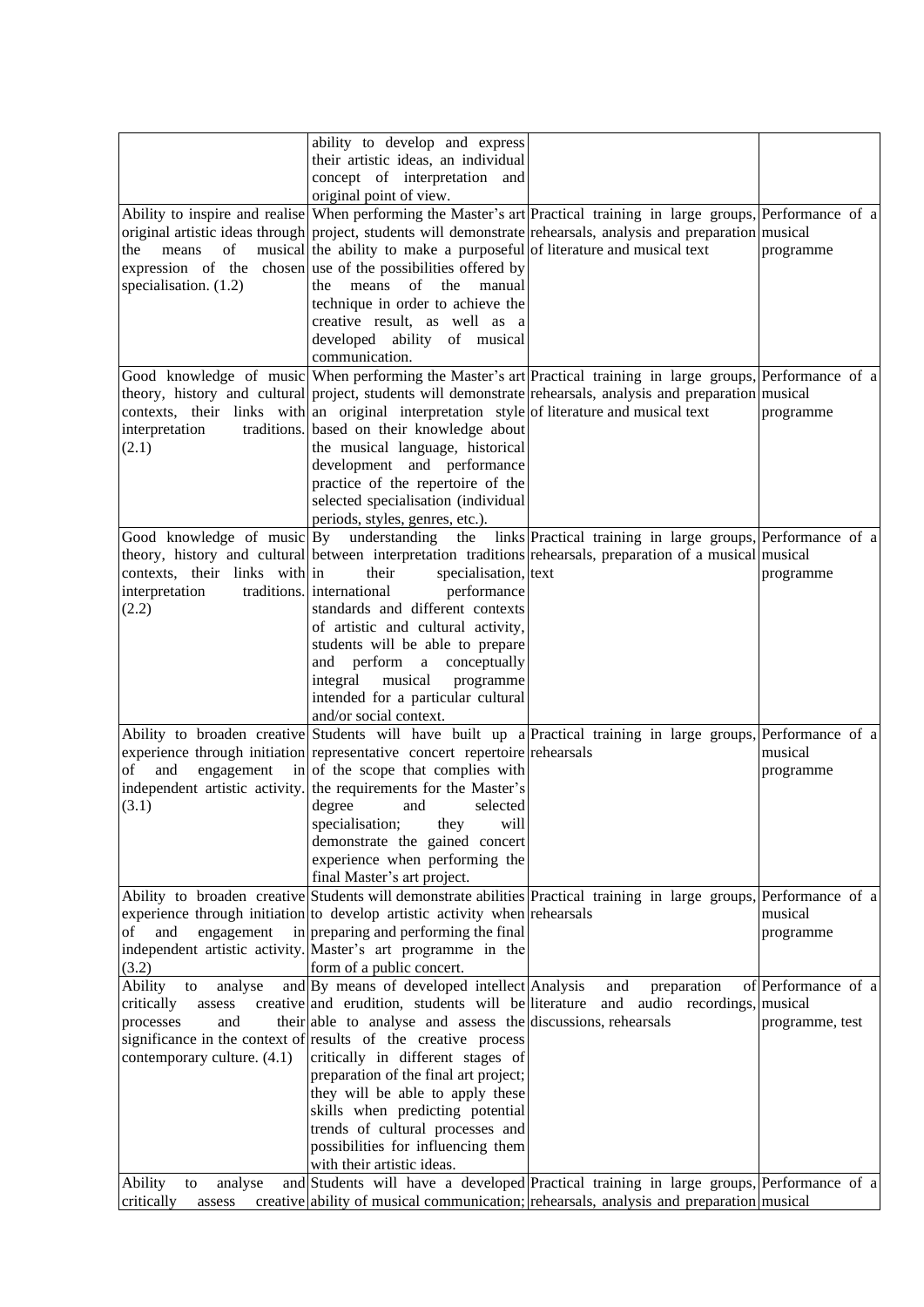| | | | |
|---|---|---|---|
| | ability to develop and express their artistic ideas, an individual concept of interpretation and original point of view. | | |
| Ability to inspire and realise original artistic ideas through the means of musical expression of the chosen specialisation. (1.2) | When performing the Master's art project, students will demonstrate the ability to make a purposeful use of the possibilities offered by the means of the manual technique in order to achieve the creative result, as well as a developed ability of musical communication. | Practical training in large groups, rehearsals, analysis and preparation of literature and musical text | Performance of a musical programme |
| Good knowledge of music theory, history and cultural contexts, their links with interpretation traditions. (2.1) | When performing the Master's art project, students will demonstrate an original interpretation style based on their knowledge about the musical language, historical development and performance practice of the repertoire of the selected specialisation (individual periods, styles, genres, etc.). | Practical training in large groups, rehearsals, analysis and preparation of literature and musical text | Performance of a musical programme |
| Good knowledge of music theory, history and cultural contexts, their links with interpretation traditions. (2.2) | By understanding the links between interpretation traditions in their specialisation, international performance standards and different contexts of artistic and cultural activity, students will be able to prepare and perform a conceptually integral musical programme intended for a particular cultural and/or social context. | Practical training in large groups, rehearsals, preparation of a musical text | Performance of a musical programme |
| Ability to broaden creative experience through initiation of and engagement in independent artistic activity. (3.1) | Students will have built up a representative concert repertoire of the scope that complies with the requirements for the Master's degree and selected specialisation; they will demonstrate the gained concert experience when performing the final Master's art project. | Practical training in large groups, rehearsals | Performance of a musical programme |
| Ability to broaden creative experience through initiation of and engagement in independent artistic activity. (3.2) | Students will demonstrate abilities to develop artistic activity when preparing and performing the final Master's art programme in the form of a public concert. | Practical training in large groups, rehearsals | Performance of a musical programme |
| Ability to analyse and critically assess creative processes and their significance in the context of contemporary culture. (4.1) | By means of developed intellect and erudition, students will be able to analyse and assess the results of the creative process critically in different stages of preparation of the final art project; they will be able to apply these skills when predicting potential trends of cultural processes and possibilities for influencing them with their artistic ideas. | Analysis and preparation of literature and audio recordings, discussions, rehearsals | Performance of a musical programme, test |
| Ability to analyse and critically assess creative | Students will have a developed ability of musical communication; | Practical training in large groups, rehearsals, analysis and preparation | Performance of a musical |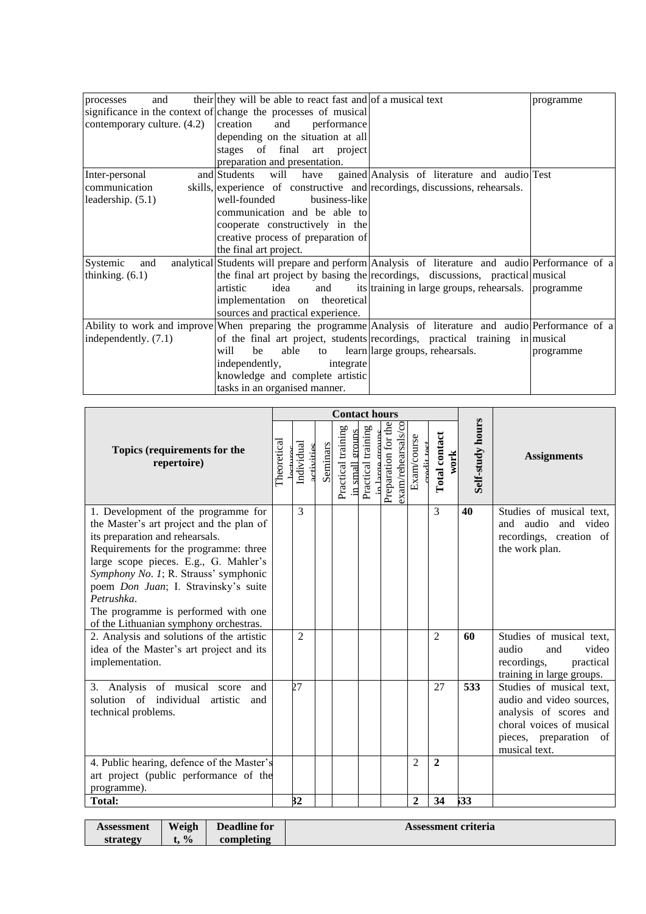| | | | |
|---|---|---|---|
| processes and their significance in the context of contemporary culture. (4.2) | they will be able to react fast and change the processes of musical creation and performance depending on the situation at all stages of final art project preparation and presentation. | of a musical text | programme |
| Inter-personal and communication skills, leadership. (5.1) | Students will have gained experience of constructive and well-founded business-like communication and be able to cooperate constructively in the creative process of preparation of the final art project. | Analysis of literature and audio recordings, discussions, rehearsals. | Test |
| Systemic and analytical thinking. (6.1) | Students will prepare and perform the final art project by basing the artistic idea and its implementation on theoretical sources and practical experience. | Analysis of literature and audio recordings, discussions, practical training in large groups, rehearsals. | Performance of a musical programme |
| Ability to work and improve independently. (7.1) | When preparing the programme of the final art project, students will be able to learn independently, integrate knowledge and complete artistic tasks in an organised manner. | Analysis of literature and audio recordings, practical training in large groups, rehearsals. | Performance of a musical programme |

| Topics (requirements for the repertoire) | Contact hours | | | | | | | | Self-study hours | Assignments |
|---|---|---|---|---|---|---|---|---|---|---|
| | Theoretical lectures | Individual activities | Seminars | Practical training in small groups | Practical training in large groups | Preparation for the exam/rehearsals/consultations | Exam/course credit test | Total contact work | | |
| 1. Development of the programme for the Master's art project and the plan of its preparation and rehearsals.<br>Requirements for the programme: three large scope pieces. E.g., G. Mahler's *Symphony No. 1*; R. Strauss' symphonic poem *Don Juan*; I. Stravinsky's suite *Petrushka*.<br>The programme is performed with one of the Lithuanian symphony orchestras. | | 3 | | | | | | 3 | **40** | Studies of musical text, and audio and video recordings, creation of the work plan. |
| 2. Analysis and solutions of the artistic idea of the Master's art project and its implementation. | | 2 | | | | | | 2 | **60** | Studies of musical text, audio and video recordings, practical training in large groups. |
| 3. Analysis of musical score and solution of individual artistic and technical problems. | | 27 | | | | | | 27 | **533** | Studies of musical text, audio and video sources, analysis of scores and choral voices of musical pieces, preparation of musical text. |
| 4. Public hearing, defence of the Master's art project (public performance of the programme). | | | | | | | 2 | **2** | | |
| **Total:** | | **32** | | | | | **2** | **34** | **633** | |

| Assessment strategy | Weight, % | Deadline for completing | Assessment criteria |
|---|---|---|---|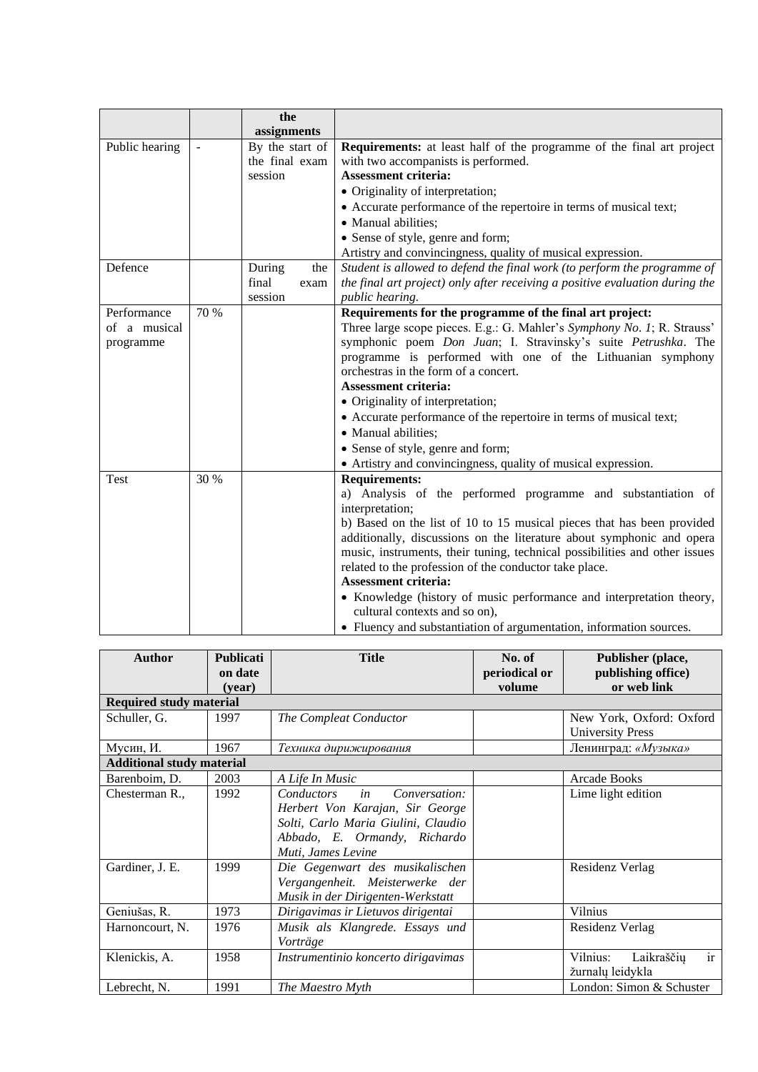| | | the assignments | |
|---|---|---|---|
| Public hearing | - | By the start of the final exam session | **Requirements:** at least half of the programme of the final art project with two accompanists is performed.<br>**Assessment criteria:**<br>• Originality of interpretation;<br>• Accurate performance of the repertoire in terms of musical text;<br>• Manual abilities;<br>• Sense of style, genre and form;<br>Artistry and convincingness, quality of musical expression. |
| Defence | | During the final exam session | *Student is allowed to defend the final work (to perform the programme of the final art project) only after receiving a positive evaluation during the public hearing.* |
| Performance of a musical programme | 70 % | | **Requirements for the programme of the final art project:**<br>Three large scope pieces. E.g.: G. Mahler's *Symphony No. 1*; R. Strauss' symphonic poem *Don Juan*; I. Stravinsky's suite *Petrushka*. The programme is performed with one of the Lithuanian symphony orchestras in the form of a concert.<br>**Assessment criteria:**<br>• Originality of interpretation;<br>• Accurate performance of the repertoire in terms of musical text;<br>• Manual abilities;<br>• Sense of style, genre and form;<br>• Artistry and convincingness, quality of musical expression. |
| Test | 30 % | | **Requirements:**<br>a) Analysis of the performed programme and substantiation of interpretation;<br>b) Based on the list of 10 to 15 musical pieces that has been provided additionally, discussions on the literature about symphonic and opera music, instruments, their tuning, technical possibilities and other issues related to the profession of the conductor take place.<br>**Assessment criteria:**<br>• Knowledge (history of music performance and interpretation theory, cultural contexts and so on),<br>• Fluency and substantiation of argumentation, information sources. |

| Author | Publication date (year) | Title | No. of periodical or volume | Publisher (place, publishing office) or web link |
|---|---|---|---|---|
| **Required study material** | | | | |
| Schuller, G. | 1997 | *The Compleat Conductor* | | New York, Oxford: Oxford University Press |
| Мусин, И. | 1967 | *Техника дирижирования* | | Ленинград: *«Музыка»* |
| **Additional study material** | | | | |
| Barenboim, D. | 2003 | *A Life In Music* | | Arcade Books |
| Chesterman R., | 1992 | *Conductors in Conversation: Herbert Von Karajan, Sir George Solti, Carlo Maria Giulini, Claudio Abbado, E. Ormandy, Richardo Muti, James Levine* | | Lime light edition |
| Gardiner, J. E. | 1999 | *Die Gegenwart des musikalischen Vergangenheit. Meisterwerke der Musik in der Dirigenten-Werkstatt* | | Residenz Verlag |
| Geniušas, R. | 1973 | *Dirigavimas ir Lietuvos dirigentai* | | Vilnius |
| Harnoncourt, N. | 1976 | *Musik als Klangrede. Essays und Vorträge* | | Residenz Verlag |
| Klenickis, A. | 1958 | *Instrumentinio koncerto dirigavimas* | | Vilnius: Laikraščių ir žurnalų leidykla |
| Lebrecht, N. | 1991 | *The Maestro Myth* | | London: Simon & Schuster |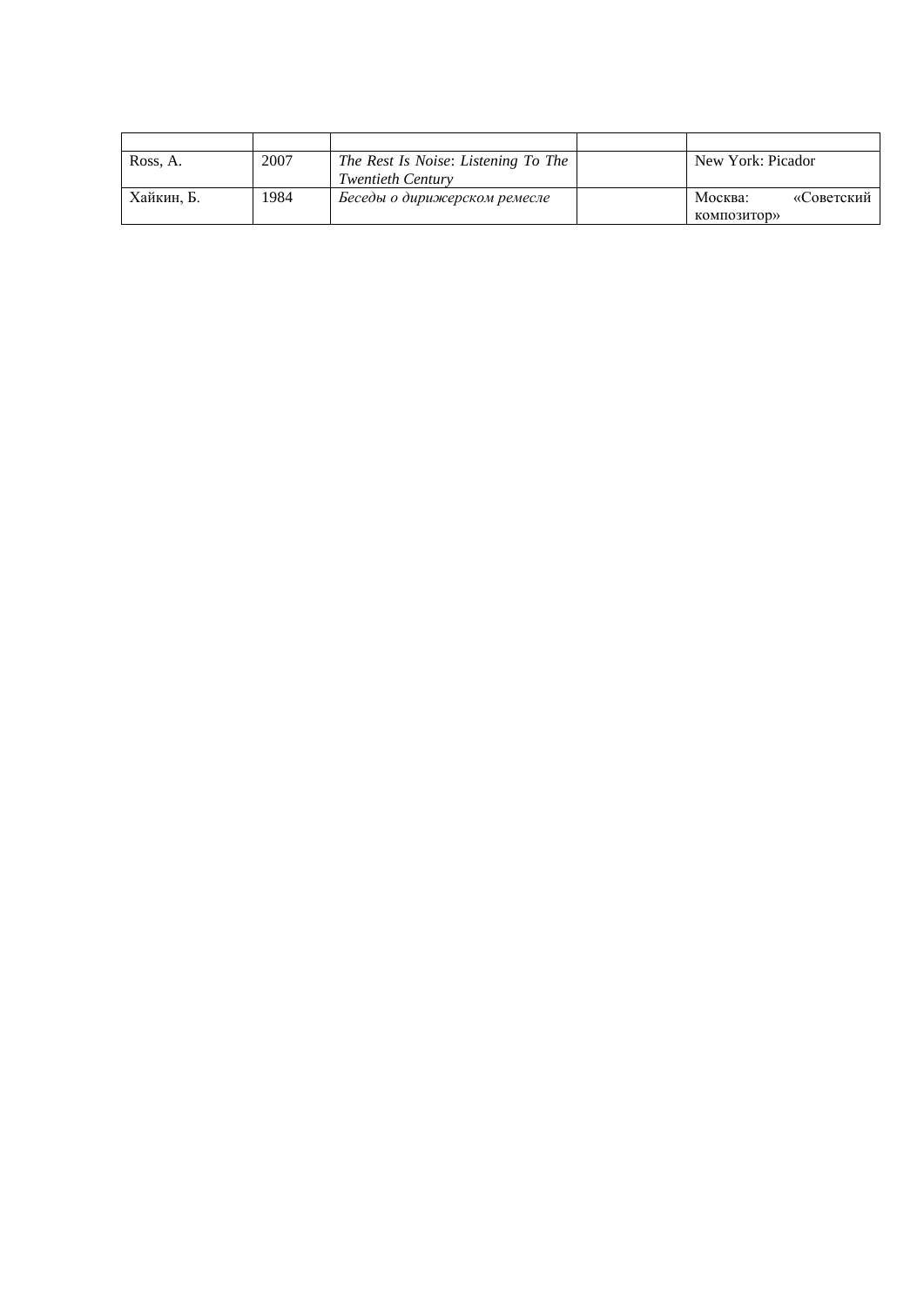| | | | | |
|---|---|---|---|---|
| Ross, A. | 2007 | *The Rest Is Noise*: *Listening To The Twentieth Century* | | New York: Picador |
| Хайкин, Б. | 1984 | *Беседы о дирижерском ремесле* | | Москва: «Советский композитор» |